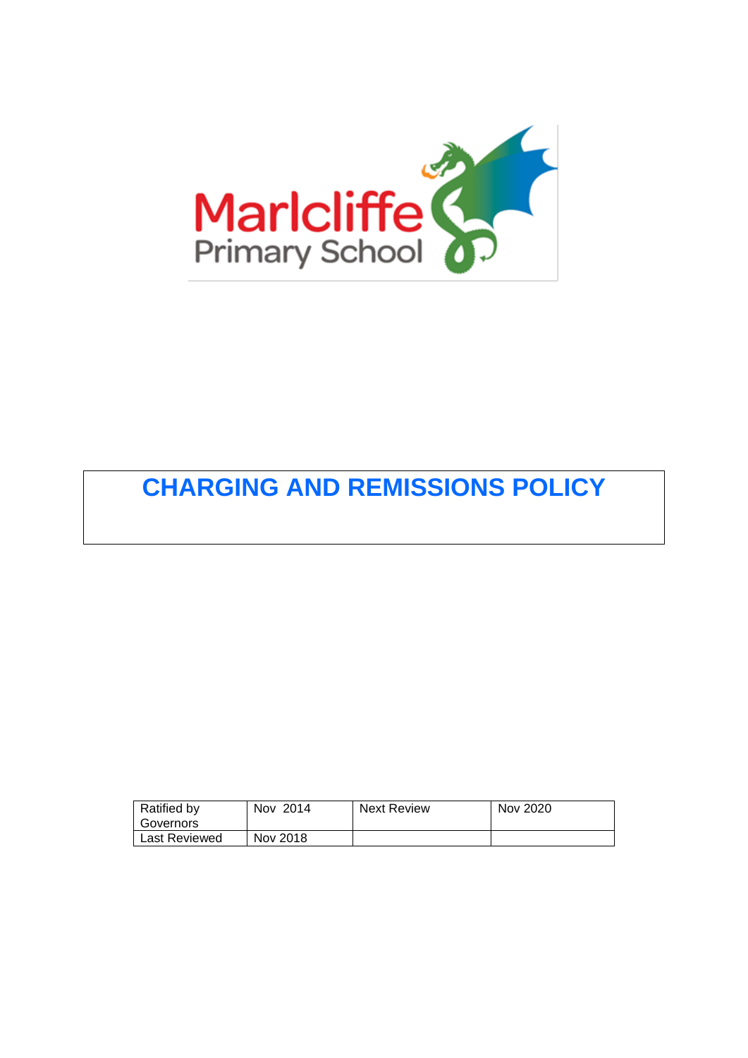Marlcliffe
Primary School

# CHARGING AND REMISSIONS POLICY

| Ratified by Governors | Nov 2014 | Next Review | Nov 2020 |
|---|---|---|---|
| Last Reviewed | Nov 2018 | | |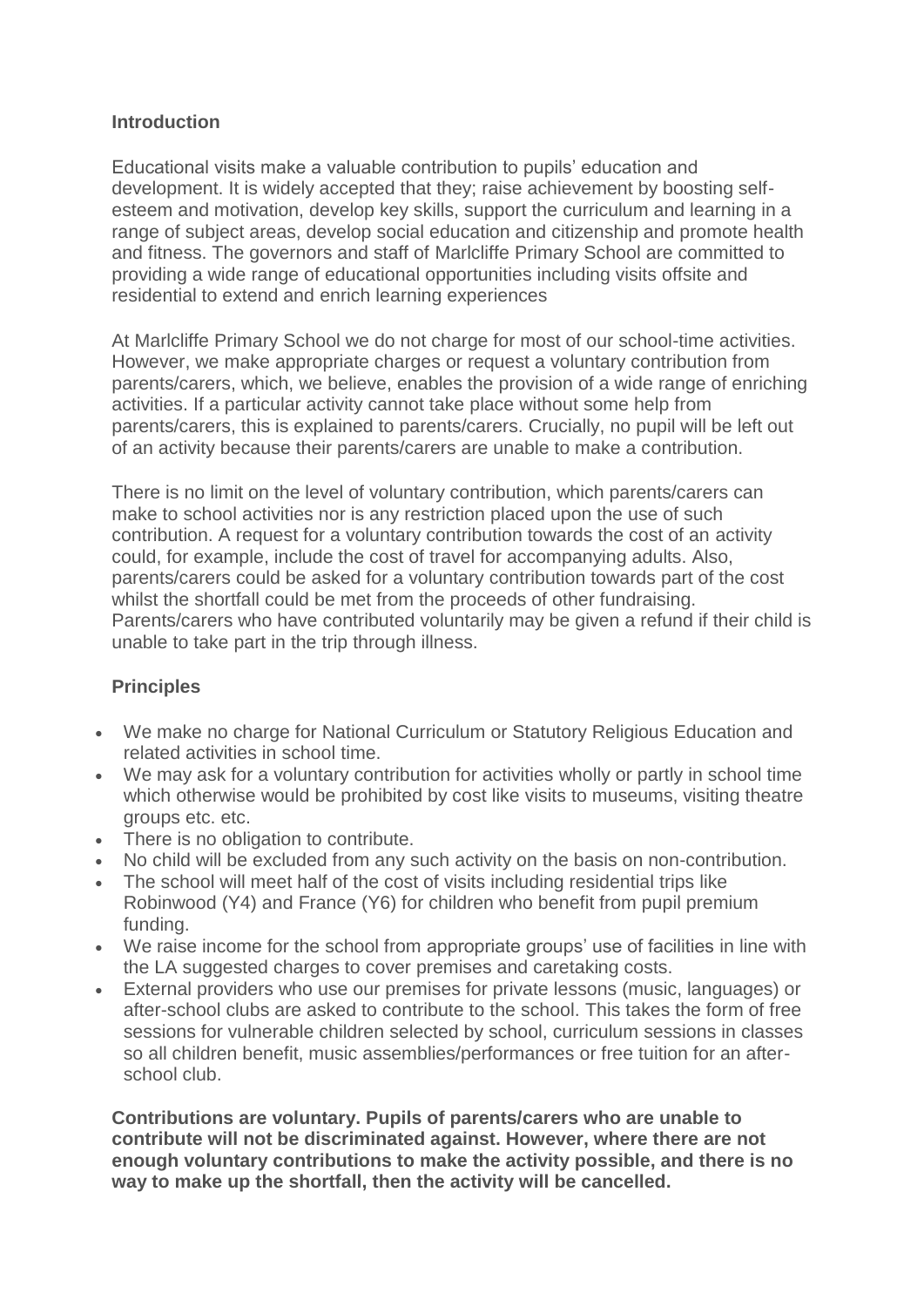### Introduction

Educational visits make a valuable contribution to pupils' education and development. It is widely accepted that they; raise achievement by boosting self-esteem and motivation, develop key skills, support the curriculum and learning in a range of subject areas, develop social education and citizenship and promote health and fitness. The governors and staff of Marlcliffe Primary School are committed to providing a wide range of educational opportunities including visits offsite and residential to extend and enrich learning experiences

At Marlcliffe Primary School we do not charge for most of our school-time activities. However, we make appropriate charges or request a voluntary contribution from parents/carers, which, we believe, enables the provision of a wide range of enriching activities. If a particular activity cannot take place without some help from parents/carers, this is explained to parents/carers. Crucially, no pupil will be left out of an activity because their parents/carers are unable to make a contribution.

There is no limit on the level of voluntary contribution, which parents/carers can make to school activities nor is any restriction placed upon the use of such contribution. A request for a voluntary contribution towards the cost of an activity could, for example, include the cost of travel for accompanying adults. Also, parents/carers could be asked for a voluntary contribution towards part of the cost whilst the shortfall could be met from the proceeds of other fundraising. Parents/carers who have contributed voluntarily may be given a refund if their child is unable to take part in the trip through illness.

### Principles

- We make no charge for National Curriculum or Statutory Religious Education and related activities in school time.
- We may ask for a voluntary contribution for activities wholly or partly in school time which otherwise would be prohibited by cost like visits to museums, visiting theatre groups etc. etc.
- There is no obligation to contribute.
- No child will be excluded from any such activity on the basis on non-contribution.
- The school will meet half of the cost of visits including residential trips like Robinwood (Y4) and France (Y6) for children who benefit from pupil premium funding.
- We raise income for the school from appropriate groups' use of facilities in line with the LA suggested charges to cover premises and caretaking costs.
- External providers who use our premises for private lessons (music, languages) or after-school clubs are asked to contribute to the school. This takes the form of free sessions for vulnerable children selected by school, curriculum sessions in classes so all children benefit, music assemblies/performances or free tuition for an after-school club.

**Contributions are voluntary. Pupils of parents/carers who are unable to contribute will not be discriminated against. However, where there are not enough voluntary contributions to make the activity possible, and there is no way to make up the shortfall, then the activity will be cancelled.**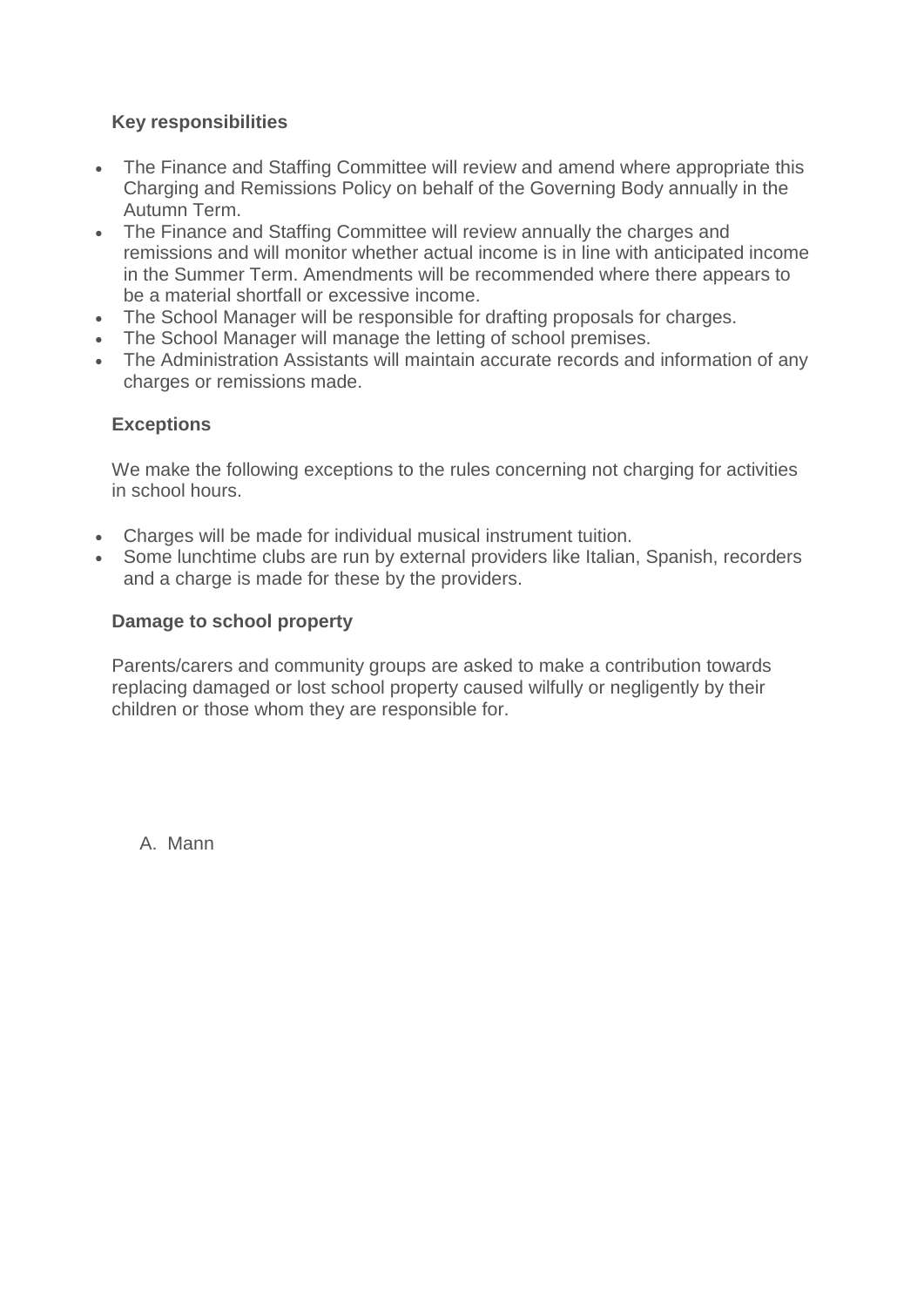**Key responsibilities**

- The Finance and Staffing Committee will review and amend where appropriate this Charging and Remissions Policy on behalf of the Governing Body annually in the Autumn Term.
- The Finance and Staffing Committee will review annually the charges and remissions and will monitor whether actual income is in line with anticipated income in the Summer Term. Amendments will be recommended where there appears to be a material shortfall or excessive income.
- The School Manager will be responsible for drafting proposals for charges.
- The School Manager will manage the letting of school premises.
- The Administration Assistants will maintain accurate records and information of any charges or remissions made.

**Exceptions**

We make the following exceptions to the rules concerning not charging for activities in school hours.

- Charges will be made for individual musical instrument tuition.
- Some lunchtime clubs are run by external providers like Italian, Spanish, recorders and a charge is made for these by the providers.

**Damage to school property**

Parents/carers and community groups are asked to make a contribution towards replacing damaged or lost school property caused wilfully or negligently by their children or those whom they are responsible for.

A. Mann